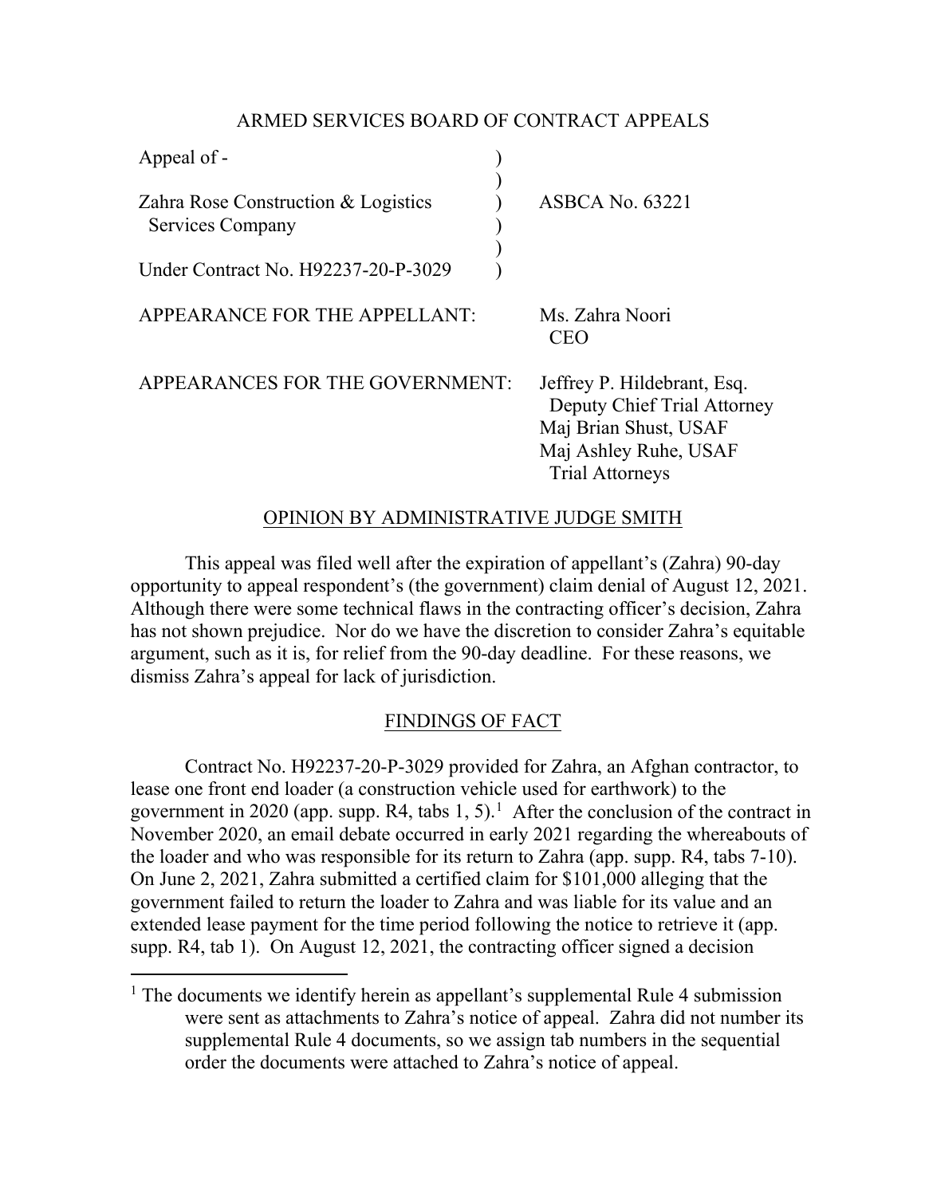ARMED SERVICES BOARD OF CONTRACT APPEALS

| | | |
|---|---|---|
| Appeal of - | ) | |
| | ) | |
| Zahra Rose Construction & Logistics Services Company | ) | ASBCA No. 63221 |
| | ) | |
| Under Contract No. H92237-20-P-3029 | ) | |

APPEARANCE FOR THE APPELLANT: Ms. Zahra Noori
CEO

APPEARANCES FOR THE GOVERNMENT: Jeffrey P. Hildebrant, Esq.
Deputy Chief Trial Attorney
Maj Brian Shust, USAF
Maj Ashley Ruhe, USAF
Trial Attorneys

OPINION BY ADMINISTRATIVE JUDGE SMITH

This appeal was filed well after the expiration of appellant's (Zahra) 90-day opportunity to appeal respondent's (the government) claim denial of August 12, 2021. Although there were some technical flaws in the contracting officer's decision, Zahra has not shown prejudice. Nor do we have the discretion to consider Zahra's equitable argument, such as it is, for relief from the 90-day deadline. For these reasons, we dismiss Zahra's appeal for lack of jurisdiction.

FINDINGS OF FACT

Contract No. H92237-20-P-3029 provided for Zahra, an Afghan contractor, to lease one front end loader (a construction vehicle used for earthwork) to the government in 2020 (app. supp. R4, tabs 1, 5).[1] After the conclusion of the contract in November 2020, an email debate occurred in early 2021 regarding the whereabouts of the loader and who was responsible for its return to Zahra (app. supp. R4, tabs 7-10). On June 2, 2021, Zahra submitted a certified claim for $101,000 alleging that the government failed to return the loader to Zahra and was liable for its value and an extended lease payment for the time period following the notice to retrieve it (app. supp. R4, tab 1). On August 12, 2021, the contracting officer signed a decision

[1] The documents we identify herein as appellant's supplemental Rule 4 submission were sent as attachments to Zahra's notice of appeal. Zahra did not number its supplemental Rule 4 documents, so we assign tab numbers in the sequential order the documents were attached to Zahra's notice of appeal.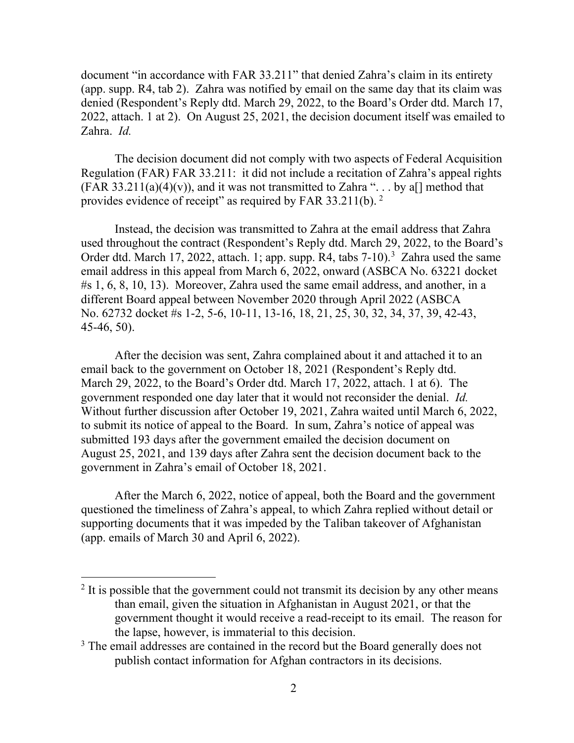document "in accordance with FAR 33.211" that denied Zahra's claim in its entirety (app. supp. R4, tab 2). Zahra was notified by email on the same day that its claim was denied (Respondent's Reply dtd. March 29, 2022, to the Board's Order dtd. March 17, 2022, attach. 1 at 2). On August 25, 2021, the decision document itself was emailed to Zahra. *Id.*

The decision document did not comply with two aspects of Federal Acquisition Regulation (FAR) FAR 33.211: it did not include a recitation of Zahra's appeal rights (FAR 33.211(a)(4)(v)), and it was not transmitted to Zahra ". . . by a[] method that provides evidence of receipt" as required by FAR 33.211(b). [2]

Instead, the decision was transmitted to Zahra at the email address that Zahra used throughout the contract (Respondent's Reply dtd. March 29, 2022, to the Board's Order dtd. March 17, 2022, attach. 1; app. supp. R4, tabs 7-10).[3] Zahra used the same email address in this appeal from March 6, 2022, onward (ASBCA No. 63221 docket #s 1, 6, 8, 10, 13). Moreover, Zahra used the same email address, and another, in a different Board appeal between November 2020 through April 2022 (ASBCA No. 62732 docket #s 1-2, 5-6, 10-11, 13-16, 18, 21, 25, 30, 32, 34, 37, 39, 42-43, 45-46, 50).

After the decision was sent, Zahra complained about it and attached it to an email back to the government on October 18, 2021 (Respondent's Reply dtd. March 29, 2022, to the Board's Order dtd. March 17, 2022, attach. 1 at 6). The government responded one day later that it would not reconsider the denial. *Id.* Without further discussion after October 19, 2021, Zahra waited until March 6, 2022, to submit its notice of appeal to the Board. In sum, Zahra's notice of appeal was submitted 193 days after the government emailed the decision document on August 25, 2021, and 139 days after Zahra sent the decision document back to the government in Zahra's email of October 18, 2021.

After the March 6, 2022, notice of appeal, both the Board and the government questioned the timeliness of Zahra's appeal, to which Zahra replied without detail or supporting documents that it was impeded by the Taliban takeover of Afghanistan (app. emails of March 30 and April 6, 2022).

---

[2] It is possible that the government could not transmit its decision by any other means than email, given the situation in Afghanistan in August 2021, or that the government thought it would receive a read-receipt to its email. The reason for the lapse, however, is immaterial to this decision.

[3] The email addresses are contained in the record but the Board generally does not publish contact information for Afghan contractors in its decisions.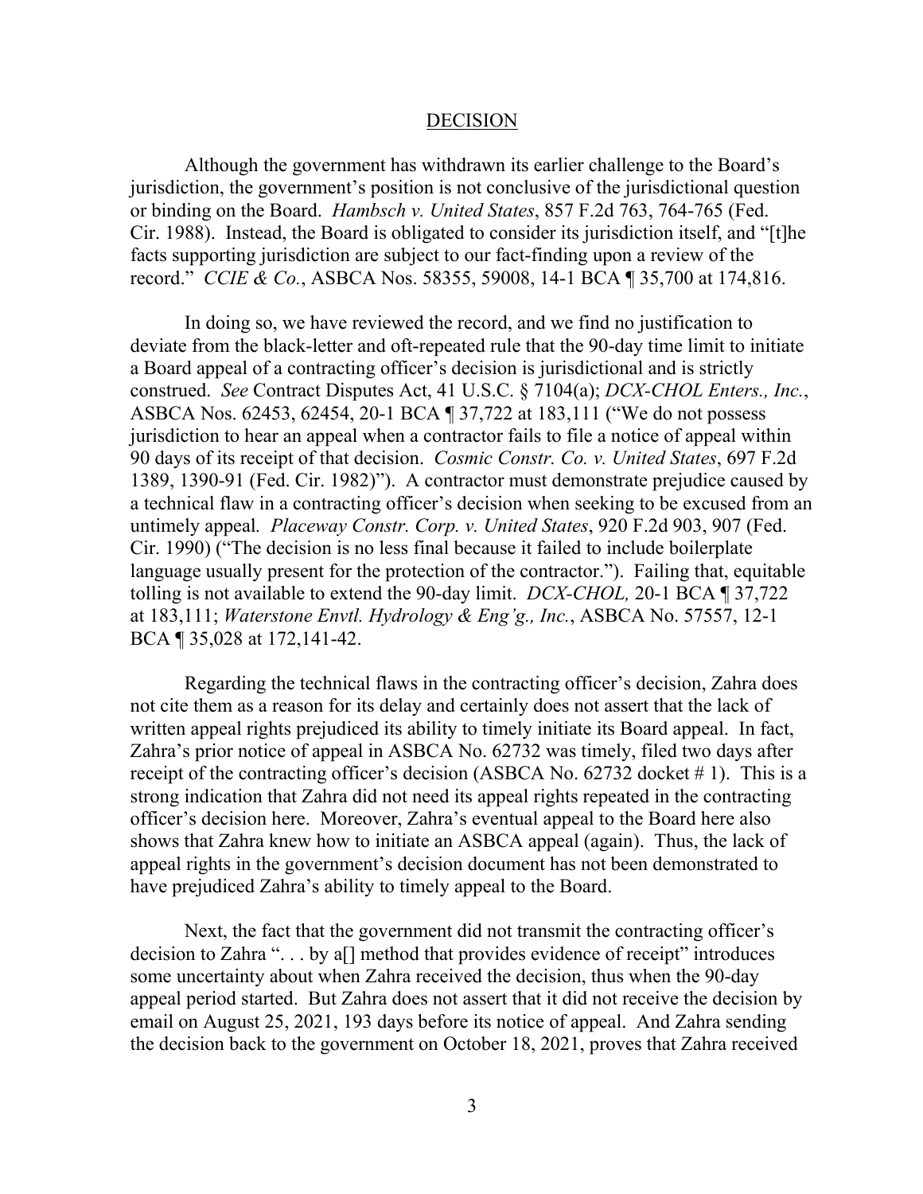## DECISION

Although the government has withdrawn its earlier challenge to the Board's jurisdiction, the government's position is not conclusive of the jurisdictional question or binding on the Board. *Hambsch v. United States*, 857 F.2d 763, 764-765 (Fed. Cir. 1988). Instead, the Board is obligated to consider its jurisdiction itself, and "[t]he facts supporting jurisdiction are subject to our fact-finding upon a review of the record." *CCIE & Co.*, ASBCA Nos. 58355, 59008, 14-1 BCA ¶ 35,700 at 174,816.

In doing so, we have reviewed the record, and we find no justification to deviate from the black-letter and oft-repeated rule that the 90-day time limit to initiate a Board appeal of a contracting officer's decision is jurisdictional and is strictly construed. *See* Contract Disputes Act, 41 U.S.C. § 7104(a); *DCX-CHOL Enters., Inc.*, ASBCA Nos. 62453, 62454, 20-1 BCA ¶ 37,722 at 183,111 ("We do not possess jurisdiction to hear an appeal when a contractor fails to file a notice of appeal within 90 days of its receipt of that decision. *Cosmic Constr. Co. v. United States*, 697 F.2d 1389, 1390-91 (Fed. Cir. 1982)"). A contractor must demonstrate prejudice caused by a technical flaw in a contracting officer's decision when seeking to be excused from an untimely appeal. *Placeway Constr. Corp. v. United States*, 920 F.2d 903, 907 (Fed. Cir. 1990) ("The decision is no less final because it failed to include boilerplate language usually present for the protection of the contractor."). Failing that, equitable tolling is not available to extend the 90-day limit. *DCX-CHOL,* 20-1 BCA ¶ 37,722 at 183,111; *Waterstone Envtl. Hydrology & Eng'g., Inc.*, ASBCA No. 57557, 12-1 BCA ¶ 35,028 at 172,141-42.

Regarding the technical flaws in the contracting officer's decision, Zahra does not cite them as a reason for its delay and certainly does not assert that the lack of written appeal rights prejudiced its ability to timely initiate its Board appeal. In fact, Zahra's prior notice of appeal in ASBCA No. 62732 was timely, filed two days after receipt of the contracting officer's decision (ASBCA No. 62732 docket # 1). This is a strong indication that Zahra did not need its appeal rights repeated in the contracting officer's decision here. Moreover, Zahra's eventual appeal to the Board here also shows that Zahra knew how to initiate an ASBCA appeal (again). Thus, the lack of appeal rights in the government's decision document has not been demonstrated to have prejudiced Zahra's ability to timely appeal to the Board.

Next, the fact that the government did not transmit the contracting officer's decision to Zahra ". . . by a[] method that provides evidence of receipt" introduces some uncertainty about when Zahra received the decision, thus when the 90-day appeal period started. But Zahra does not assert that it did not receive the decision by email on August 25, 2021, 193 days before its notice of appeal. And Zahra sending the decision back to the government on October 18, 2021, proves that Zahra received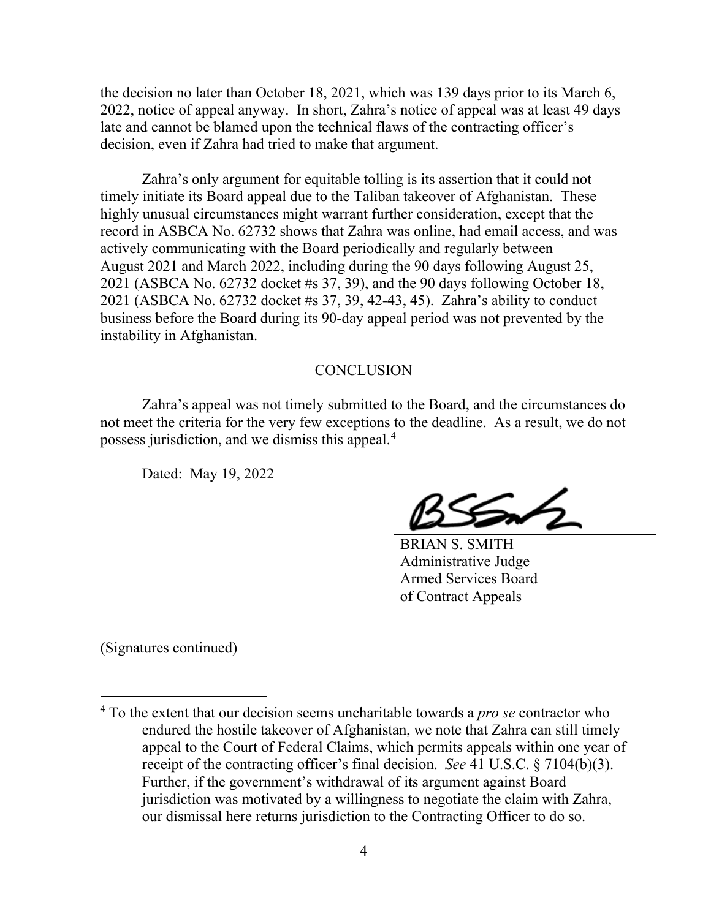the decision no later than October 18, 2021, which was 139 days prior to its March 6, 2022, notice of appeal anyway. In short, Zahra's notice of appeal was at least 49 days late and cannot be blamed upon the technical flaws of the contracting officer's decision, even if Zahra had tried to make that argument.

Zahra's only argument for equitable tolling is its assertion that it could not timely initiate its Board appeal due to the Taliban takeover of Afghanistan. These highly unusual circumstances might warrant further consideration, except that the record in ASBCA No. 62732 shows that Zahra was online, had email access, and was actively communicating with the Board periodically and regularly between August 2021 and March 2022, including during the 90 days following August 25, 2021 (ASBCA No. 62732 docket #s 37, 39), and the 90 days following October 18, 2021 (ASBCA No. 62732 docket #s 37, 39, 42-43, 45). Zahra's ability to conduct business before the Board during its 90-day appeal period was not prevented by the instability in Afghanistan.

## CONCLUSION

Zahra's appeal was not timely submitted to the Board, and the circumstances do not meet the criteria for the very few exceptions to the deadline. As a result, we do not possess jurisdiction, and we dismiss this appeal.[4]

Dated: May 19, 2022

BRIAN S. SMITH
Administrative Judge
Armed Services Board
of Contract Appeals

(Signatures continued)

[4] To the extent that our decision seems uncharitable towards a *pro se* contractor who endured the hostile takeover of Afghanistan, we note that Zahra can still timely appeal to the Court of Federal Claims, which permits appeals within one year of receipt of the contracting officer's final decision. *See* 41 U.S.C. § 7104(b)(3). Further, if the government's withdrawal of its argument against Board jurisdiction was motivated by a willingness to negotiate the claim with Zahra, our dismissal here returns jurisdiction to the Contracting Officer to do so.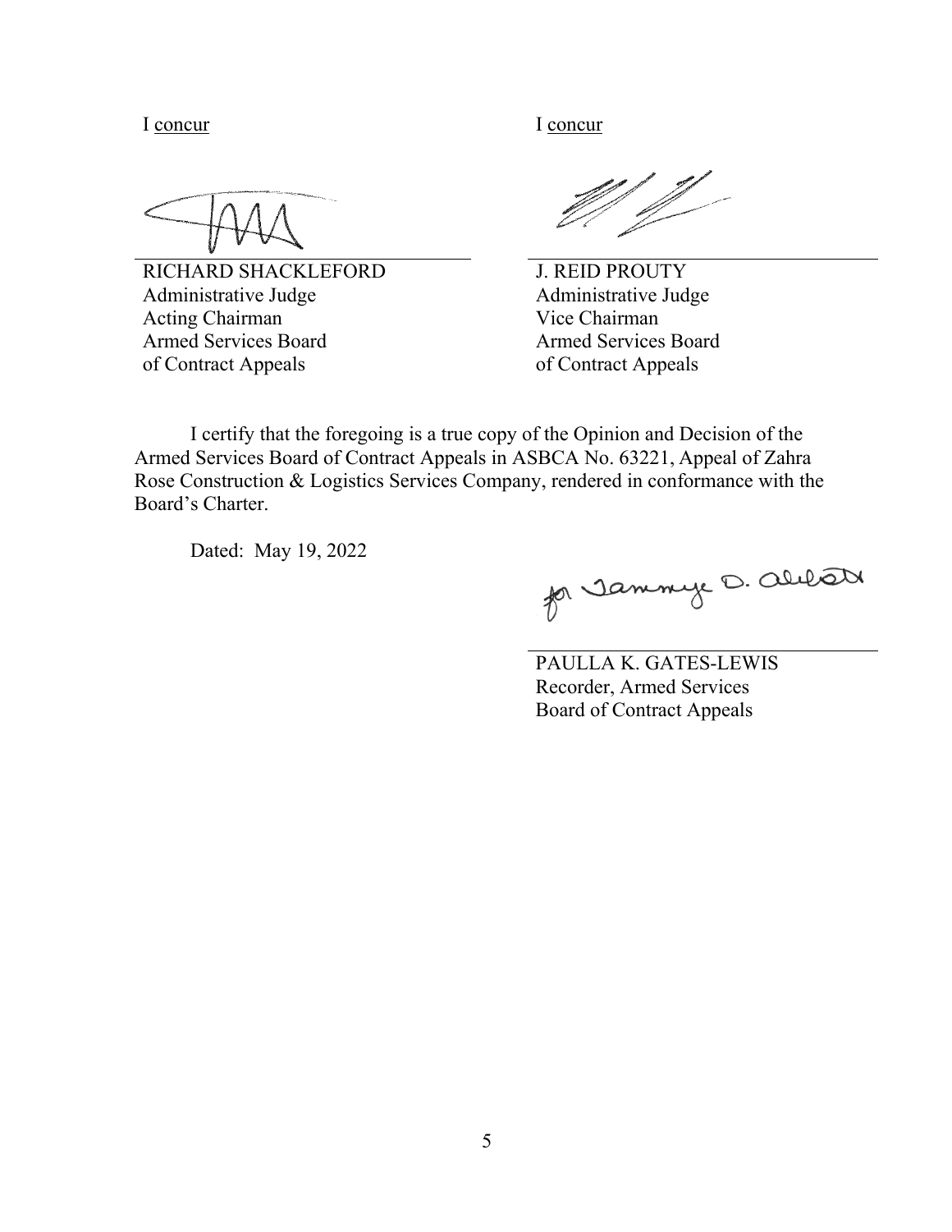I concur

RICHARD SHACKLEFORD
Administrative Judge
Acting Chairman
Armed Services Board
of Contract Appeals

I concur

J. REID PROUTY
Administrative Judge
Vice Chairman
Armed Services Board
of Contract Appeals

I certify that the foregoing is a true copy of the Opinion and Decision of the Armed Services Board of Contract Appeals in ASBCA No. 63221, Appeal of Zahra Rose Construction & Logistics Services Company, rendered in conformance with the Board's Charter.

Dated: May 19, 2022

for Tammye D. Abbott

PAULLA K. GATES-LEWIS
Recorder, Armed Services
Board of Contract Appeals